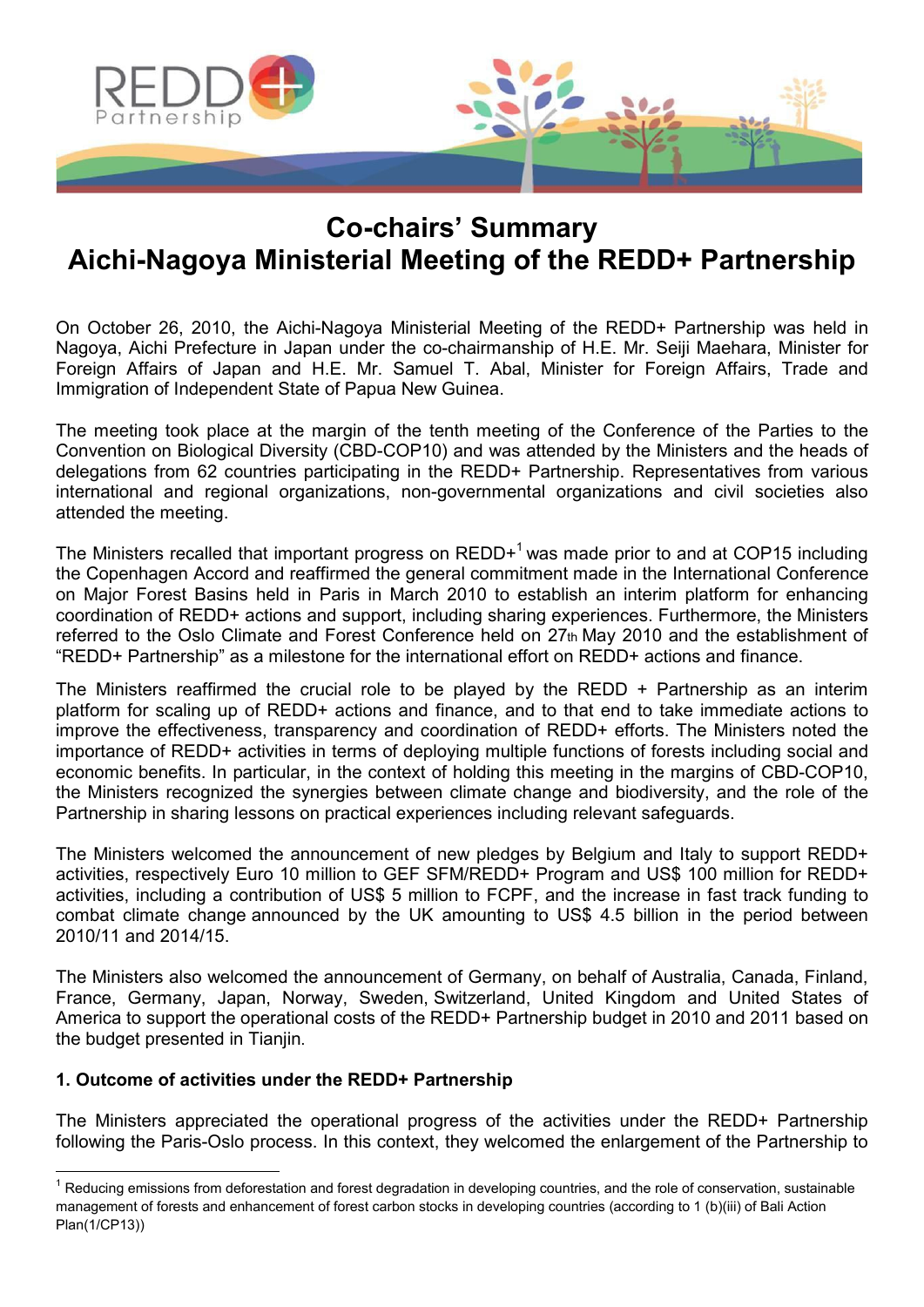# Co-chairs' Summary
# Aichi-Nagoya Ministerial Meeting of the REDD+ Partnership

On October 26, 2010, the Aichi-Nagoya Ministerial Meeting of the REDD+ Partnership was held in Nagoya, Aichi Prefecture in Japan under the co-chairmanship of H.E. Mr. Seiji Maehara, Minister for Foreign Affairs of Japan and H.E. Mr. Samuel T. Abal, Minister for Foreign Affairs, Trade and Immigration of Independent State of Papua New Guinea.

The meeting took place at the margin of the tenth meeting of the Conference of the Parties to the Convention on Biological Diversity (CBD-COP10) and was attended by the Ministers and the heads of delegations from 62 countries participating in the REDD+ Partnership. Representatives from various international and regional organizations, non-governmental organizations and civil societies also attended the meeting.

The Ministers recalled that important progress on REDD+[1] was made prior to and at COP15 including the Copenhagen Accord and reaffirmed the general commitment made in the International Conference on Major Forest Basins held in Paris in March 2010 to establish an interim platform for enhancing coordination of REDD+ actions and support, including sharing experiences. Furthermore, the Ministers referred to the Oslo Climate and Forest Conference held on 27th May 2010 and the establishment of "REDD+ Partnership" as a milestone for the international effort on REDD+ actions and finance.

The Ministers reaffirmed the crucial role to be played by the REDD + Partnership as an interim platform for scaling up of REDD+ actions and finance, and to that end to take immediate actions to improve the effectiveness, transparency and coordination of REDD+ efforts. The Ministers noted the importance of REDD+ activities in terms of deploying multiple functions of forests including social and economic benefits. In particular, in the context of holding this meeting in the margins of CBD-COP10, the Ministers recognized the synergies between climate change and biodiversity, and the role of the Partnership in sharing lessons on practical experiences including relevant safeguards.

The Ministers welcomed the announcement of new pledges by Belgium and Italy to support REDD+ activities, respectively Euro 10 million to GEF SFM/REDD+ Program and US$ 100 million for REDD+ activities, including a contribution of US$ 5 million to FCPF, and the increase in fast track funding to combat climate change announced by the UK amounting to US$ 4.5 billion in the period between 2010/11 and 2014/15.

The Ministers also welcomed the announcement of Germany, on behalf of Australia, Canada, Finland, France, Germany, Japan, Norway, Sweden, Switzerland, United Kingdom and United States of America to support the operational costs of the REDD+ Partnership budget in 2010 and 2011 based on the budget presented in Tianjin.

### 1. Outcome of activities under the REDD+ Partnership

The Ministers appreciated the operational progress of the activities under the REDD+ Partnership following the Paris-Oslo process. In this context, they welcomed the enlargement of the Partnership to

---

[1] Reducing emissions from deforestation and forest degradation in developing countries, and the role of conservation, sustainable management of forests and enhancement of forest carbon stocks in developing countries (according to 1 (b)(iii) of Bali Action Plan(1/CP13))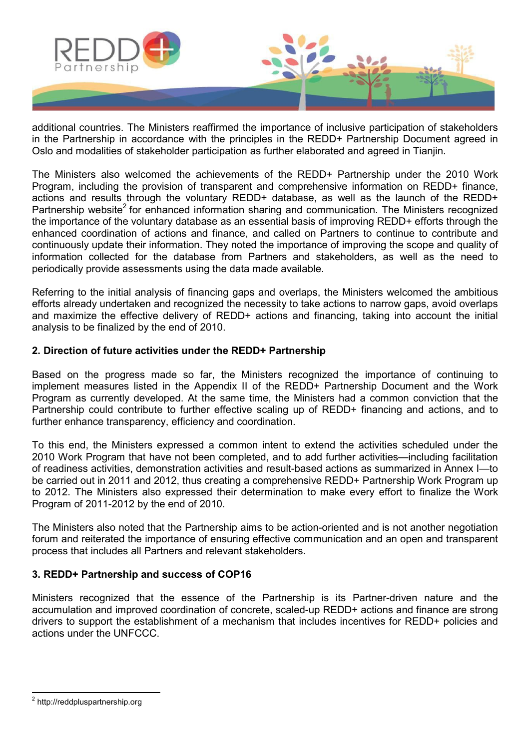additional countries. The Ministers reaffirmed the importance of inclusive participation of stakeholders in the Partnership in accordance with the principles in the REDD+ Partnership Document agreed in Oslo and modalities of stakeholder participation as further elaborated and agreed in Tianjin.

The Ministers also welcomed the achievements of the REDD+ Partnership under the 2010 Work Program, including the provision of transparent and comprehensive information on REDD+ finance, actions and results through the voluntary REDD+ database, as well as the launch of the REDD+ Partnership website[2] for enhanced information sharing and communication. The Ministers recognized the importance of the voluntary database as an essential basis of improving REDD+ efforts through the enhanced coordination of actions and finance, and called on Partners to continue to contribute and continuously update their information. They noted the importance of improving the scope and quality of information collected for the database from Partners and stakeholders, as well as the need to periodically provide assessments using the data made available.

Referring to the initial analysis of financing gaps and overlaps, the Ministers welcomed the ambitious efforts already undertaken and recognized the necessity to take actions to narrow gaps, avoid overlaps and maximize the effective delivery of REDD+ actions and financing, taking into account the initial analysis to be finalized by the end of 2010.

**2. Direction of future activities under the REDD+ Partnership**

Based on the progress made so far, the Ministers recognized the importance of continuing to implement measures listed in the Appendix II of the REDD+ Partnership Document and the Work Program as currently developed. At the same time, the Ministers had a common conviction that the Partnership could contribute to further effective scaling up of REDD+ financing and actions, and to further enhance transparency, efficiency and coordination.

To this end, the Ministers expressed a common intent to extend the activities scheduled under the 2010 Work Program that have not been completed, and to add further activities—including facilitation of readiness activities, demonstration activities and result-based actions as summarized in Annex I—to be carried out in 2011 and 2012, thus creating a comprehensive REDD+ Partnership Work Program up to 2012. The Ministers also expressed their determination to make every effort to finalize the Work Program of 2011-2012 by the end of 2010.

The Ministers also noted that the Partnership aims to be action-oriented and is not another negotiation forum and reiterated the importance of ensuring effective communication and an open and transparent process that includes all Partners and relevant stakeholders.

**3. REDD+ Partnership and success of COP16**

Ministers recognized that the essence of the Partnership is its Partner-driven nature and the accumulation and improved coordination of concrete, scaled-up REDD+ actions and finance are strong drivers to support the establishment of a mechanism that includes incentives for REDD+ policies and actions under the UNFCCC.

---

[2] http://reddpluspartnership.org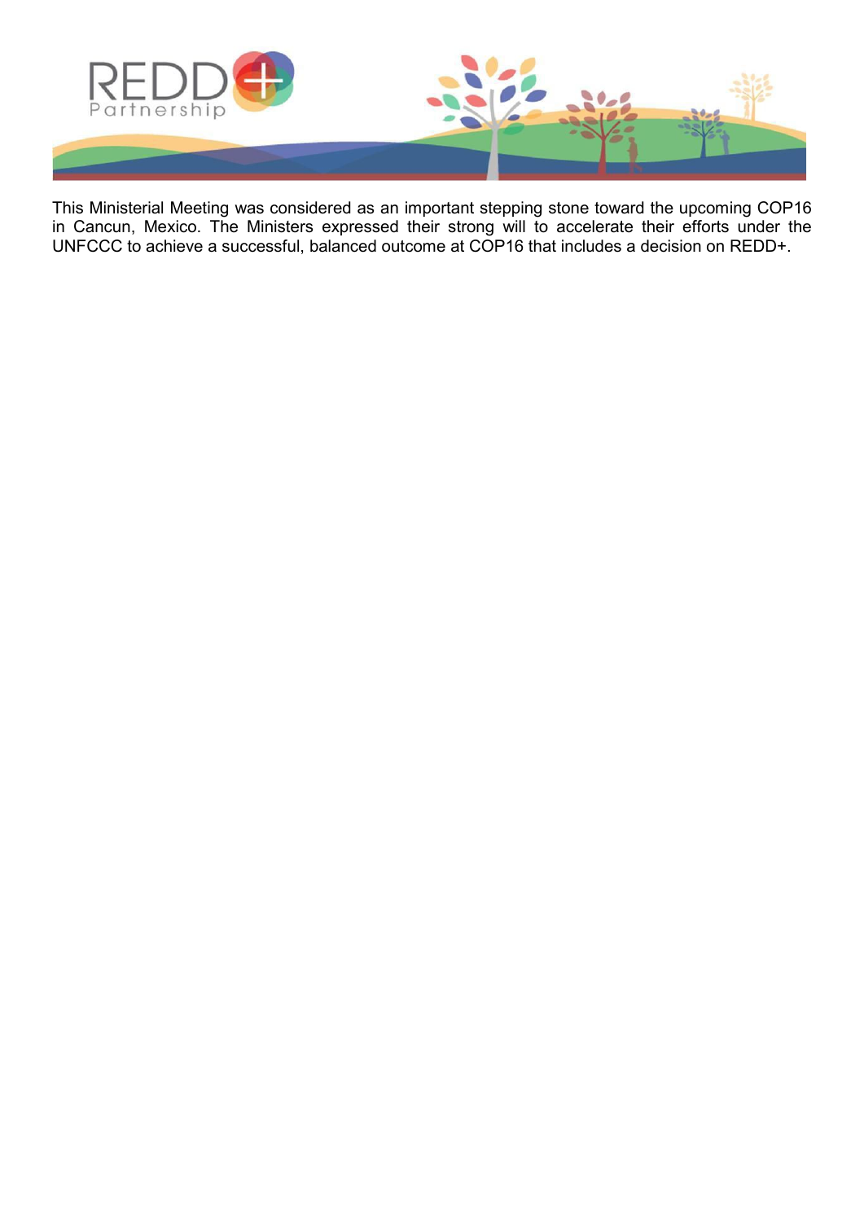This Ministerial Meeting was considered as an important stepping stone toward the upcoming COP16 in Cancun, Mexico. The Ministers expressed their strong will to accelerate their efforts under the UNFCCC to achieve a successful, balanced outcome at COP16 that includes a decision on REDD+.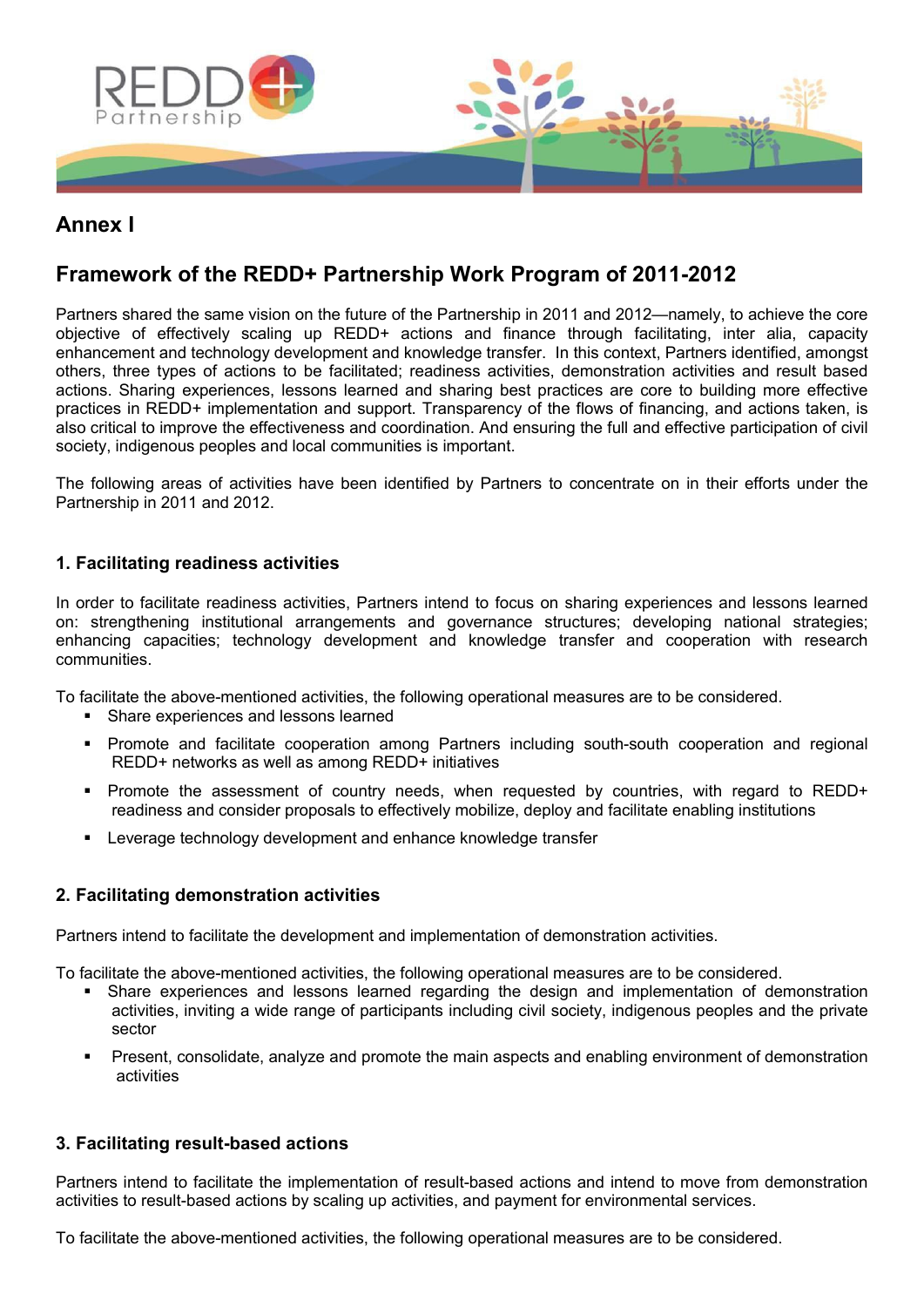## Annex I

## Framework of the REDD+ Partnership Work Program of 2011-2012

Partners shared the same vision on the future of the Partnership in 2011 and 2012—namely, to achieve the core objective of effectively scaling up REDD+ actions and finance through facilitating, inter alia, capacity enhancement and technology development and knowledge transfer. In this context, Partners identified, amongst others, three types of actions to be facilitated; readiness activities, demonstration activities and result based actions. Sharing experiences, lessons learned and sharing best practices are core to building more effective practices in REDD+ implementation and support. Transparency of the flows of financing, and actions taken, is also critical to improve the effectiveness and coordination. And ensuring the full and effective participation of civil society, indigenous peoples and local communities is important.

The following areas of activities have been identified by Partners to concentrate on in their efforts under the Partnership in 2011 and 2012.

### 1. Facilitating readiness activities

In order to facilitate readiness activities, Partners intend to focus on sharing experiences and lessons learned on: strengthening institutional arrangements and governance structures; developing national strategies; enhancing capacities; technology development and knowledge transfer and cooperation with research communities.

To facilitate the above-mentioned activities, the following operational measures are to be considered.

- Share experiences and lessons learned
- Promote and facilitate cooperation among Partners including south-south cooperation and regional REDD+ networks as well as among REDD+ initiatives
- Promote the assessment of country needs, when requested by countries, with regard to REDD+ readiness and consider proposals to effectively mobilize, deploy and facilitate enabling institutions
- Leverage technology development and enhance knowledge transfer

### 2. Facilitating demonstration activities

Partners intend to facilitate the development and implementation of demonstration activities.

To facilitate the above-mentioned activities, the following operational measures are to be considered.

- Share experiences and lessons learned regarding the design and implementation of demonstration activities, inviting a wide range of participants including civil society, indigenous peoples and the private sector
- Present, consolidate, analyze and promote the main aspects and enabling environment of demonstration activities

### 3. Facilitating result-based actions

Partners intend to facilitate the implementation of result-based actions and intend to move from demonstration activities to result-based actions by scaling up activities, and payment for environmental services.

To facilitate the above-mentioned activities, the following operational measures are to be considered.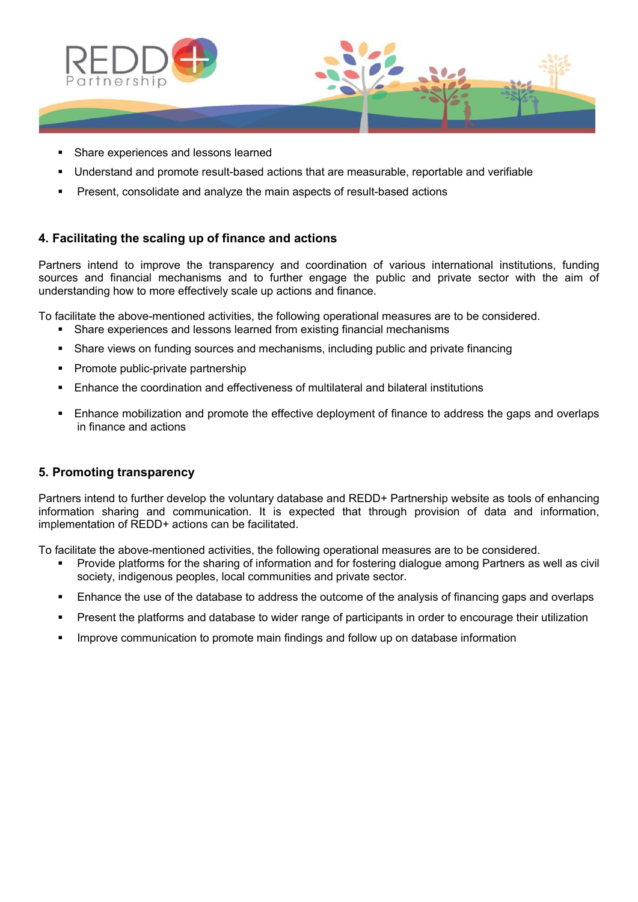- Share experiences and lessons learned
- Understand and promote result-based actions that are measurable, reportable and verifiable
- Present, consolidate and analyze the main aspects of result-based actions

## 4. Facilitating the scaling up of finance and actions

Partners intend to improve the transparency and coordination of various international institutions, funding sources and financial mechanisms and to further engage the public and private sector with the aim of understanding how to more effectively scale up actions and finance.

To facilitate the above-mentioned activities, the following operational measures are to be considered.

- Share experiences and lessons learned from existing financial mechanisms
- Share views on funding sources and mechanisms, including public and private financing
- Promote public-private partnership
- Enhance the coordination and effectiveness of multilateral and bilateral institutions
- Enhance mobilization and promote the effective deployment of finance to address the gaps and overlaps in finance and actions

## 5. Promoting transparency

Partners intend to further develop the voluntary database and REDD+ Partnership website as tools of enhancing information sharing and communication. It is expected that through provision of data and information, implementation of REDD+ actions can be facilitated.

To facilitate the above-mentioned activities, the following operational measures are to be considered.

- Provide platforms for the sharing of information and for fostering dialogue among Partners as well as civil society, indigenous peoples, local communities and private sector.
- Enhance the use of the database to address the outcome of the analysis of financing gaps and overlaps
- Present the platforms and database to wider range of participants in order to encourage their utilization
- Improve communication to promote main findings and follow up on database information